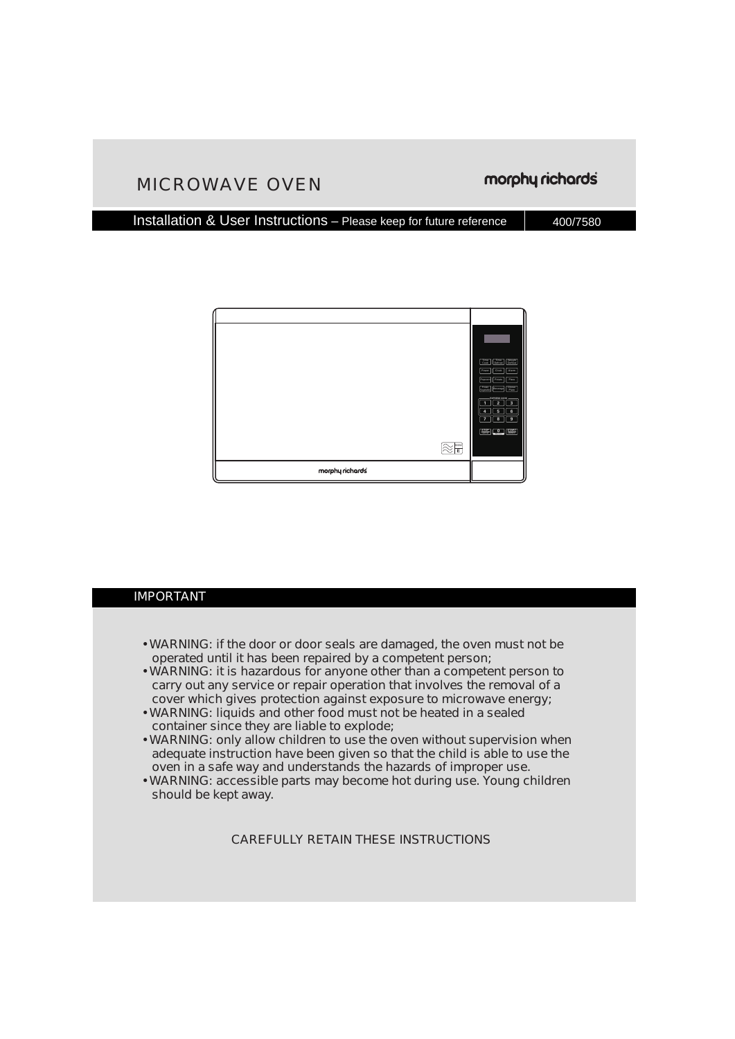# MICROWAVE OVEN

morphy richards

Installation & User Instructions – Please keep for future reference | 400/7580

## IMPORTANT

- WARNING: if the door or door seals are damaged, the oven must not be operated until it has been repaired by a competent person;
- WARNING: it is hazardous for anyone other than a competent person to carry out any service or repair operation that involves the removal of a cover which gives protection against exposure to microwave energy;
- WARNING: liquids and other food must not be heated in a sealed container since they are liable to explode;
- WARNING: only allow children to use the oven without supervision when adequate instruction have been given so that the child is able to use the oven in a safe way and understands the hazards of improper use.
- WARNING: accessible parts may become hot during use. Young children should be kept away.

CAREFULLY RETAIN THESE INSTRUCTIONS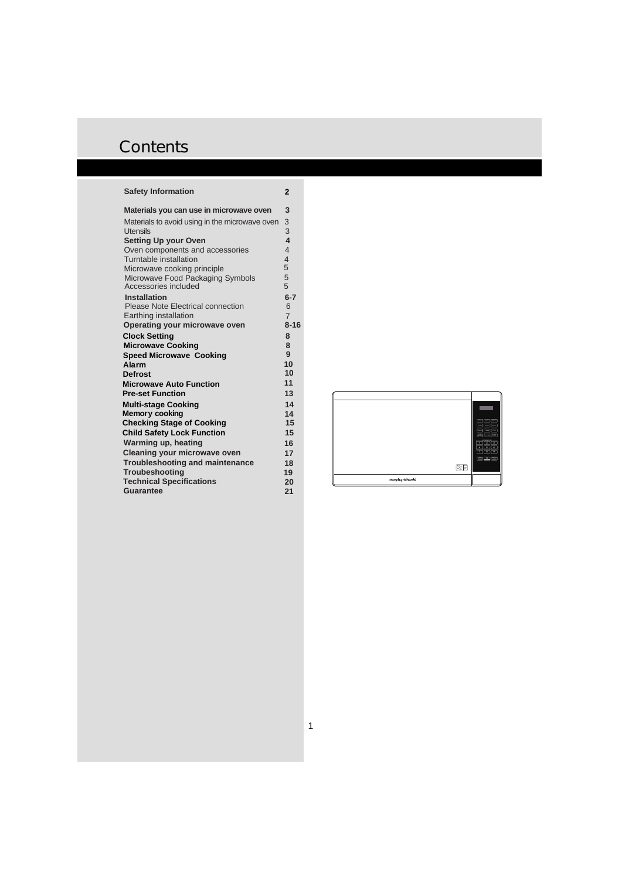# Contents

| | |
|---|---|
| **Safety Information** | **2** |
| **Materials you can use in microwave oven** | **3** |
| Materials to avoid using in the microwave oven | 3 |
| Utensils | 3 |
| **Setting Up your Oven** | **4** |
| Oven components and accessories | 4 |
| Turntable installation | 4 |
| Microwave cooking principle | 5 |
| Microwave Food Packaging Symbols | 5 |
| Accessories included | 5 |
| **Installation** | **6-7** |
| Please Note Electrical connection | 6 |
| Earthing installation | 7 |
| **Operating your microwave oven** | **8-16** |
| **Clock Setting** | **8** |
| **Microwave Cooking** | **8** |
| **Speed Microwave Cooking** | **9** |
| **Alarm** | **10** |
| **Defrost** | **10** |
| **Microwave Auto Function** | **11** |
| **Pre-set Function** | **13** |
| **Multi-stage Cooking** | **14** |
| **Memory cooking** | **14** |
| **Checking Stage of Cooking** | **15** |
| **Child Safety Lock Function** | **15** |
| **Warming up, heating** | **16** |
| **Cleaning your microwave oven** | **17** |
| **Troubleshooting and maintenance** | **18** |
| **Troubeshooting** | **19** |
| **Technical Specifications** | **20** |
| **Guarantee** | **21** |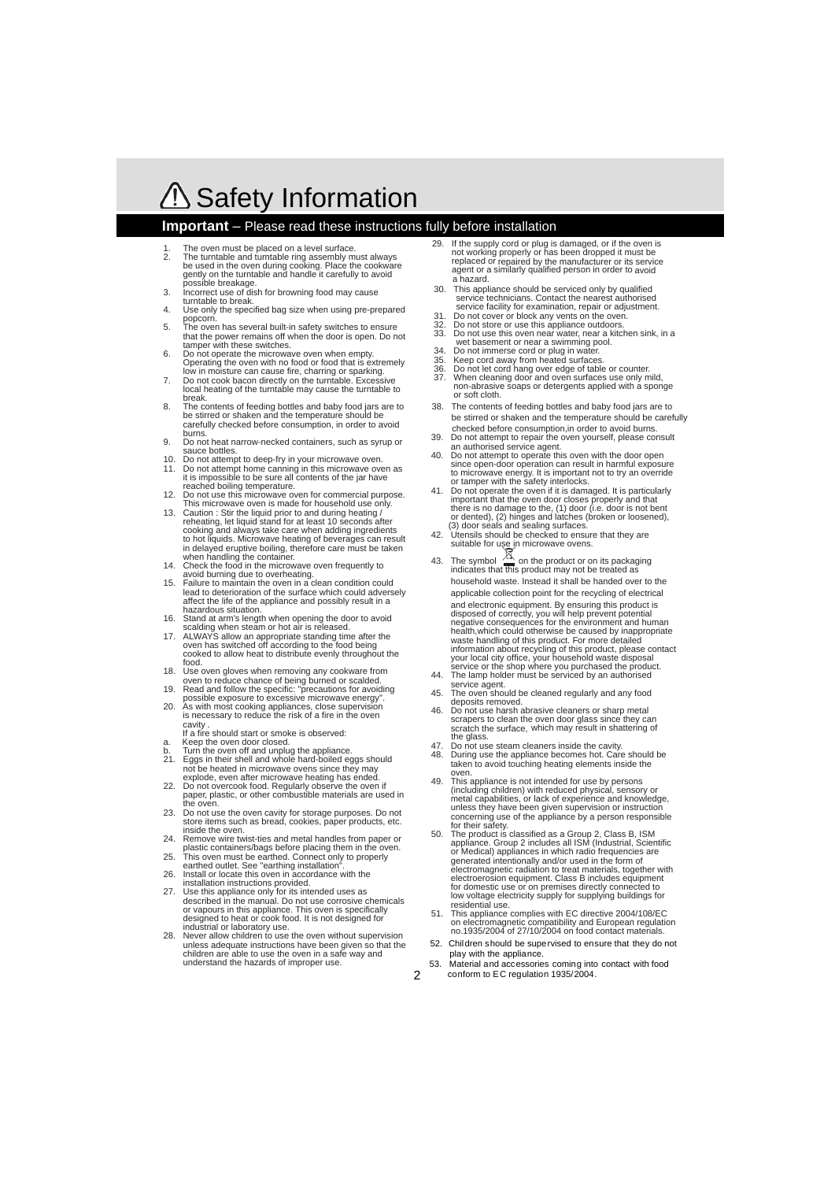# ⚠ Safety Information

## **Important** – Please read these instructions fully before installation

1. The oven must be placed on a level surface.
2. The turntable and turntable ring assembly must always be used in the oven during cooking. Place the cookware gently on the turntable and handle it carefully to avoid possible breakage.
3. Incorrect use of dish for browning food may cause turntable to break.
4. Use only the specified bag size when using pre-prepared popcorn.
5. The oven has several built-in safety switches to ensure that the power remains off when the door is open. Do not tamper with these switches.
6. Do not operate the microwave oven when empty. Operating the oven with no food or food that is extremely low in moisture can cause fire, charring or sparking.
7. Do not cook bacon directly on the turntable. Excessive local heating of the turntable may cause the turntable to break.
8. The contents of feeding bottles and baby food jars are to be stirred or shaken and the temperature should be carefully checked before consumption, in order to avoid burns.
9. Do not heat narrow-necked containers, such as syrup or sauce bottles.
10. Do not attempt to deep-fry in your microwave oven.
11. Do not attempt home canning in this microwave oven as it is impossible to be sure all contents of the jar have reached boiling temperature.
12. Do not use this microwave oven for commercial purpose. This microwave oven is made for household use only.
13. Caution : Stir the liquid prior to and during heating / reheating, let liquid stand for at least 10 seconds after cooking and always take care when adding ingredients to hot liquids. Microwave heating of beverages can result in delayed eruptive boiling, therefore care must be taken when handling the container.
14. Check the food in the microwave oven frequently to avoid burning due to overheating.
15. Failure to maintain the oven in a clean condition could lead to deterioration of the surface which could adversely affect the life of the appliance and possibly result in a hazardous situation.
16. Stand at arm's length when opening the door to avoid scalding when steam or hot air is released.
17. ALWAYS allow an appropriate standing time after the oven has switched off according to the food being cooked to allow heat to distribute evenly throughout the food.
18. Use oven gloves when removing any cookware from oven to reduce chance of being burned or scalded.
19. Read and follow the specific: "precautions for avoiding possible exposure to excessive microwave energy".
20. As with most cooking appliances, close supervision is necessary to reduce the risk of a fire in the oven cavity .
    If a fire should start or smoke is observed:
    a. Keep the oven door closed.
    b. Turn the oven off and unplug the appliance.
21. Eggs in their shell and whole hard-boiled eggs should not be heated in microwave ovens since they may explode, even after microwave heating has ended.
22. Do not overcook food. Regularly observe the oven if paper, plastic, or other combustible materials are used in the oven.
23. Do not use the oven cavity for storage purposes. Do not store items such as bread, cookies, paper products, etc. inside the oven.
24. Remove wire twist-ties and metal handles from paper or plastic containers/bags before placing them in the oven.
25. This oven must be earthed. Connect only to properly earthed outlet. See "earthing installation".
26. Install or locate this oven in accordance with the installation instructions provided.
27. Use this appliance only for its intended uses as described in the manual. Do not use corrosive chemicals or vapours in this appliance. This oven is specifically designed to heat or cook food. It is not designed for industrial or laboratory use.
28. Never allow children to use the oven without supervision unless adequate instructions have been given so that the children are able to use the oven in a safe way and understand the hazards of improper use.
29. If the supply cord or plug is damaged, or if the oven is not working properly or has been dropped it must be replaced or repaired by the manufacturer or its service agent or a similarly qualified person in order to avoid a hazard.
30. This appliance should be serviced only by qualified service technicians. Contact the nearest authorised service facility for examination, repair or adjustment.
31. Do not cover or block any vents on the oven.
32. Do not store or use this appliance outdoors.
33. Do not use this oven near water, near a kitchen sink, in a wet basement or near a swimming pool.
34. Do not immerse cord or plug in water.
35. Keep cord away from heated surfaces.
36. Do not let cord hang over edge of table or counter.
37. When cleaning door and oven surfaces use only mild, non-abrasive soaps or detergents applied with a sponge or soft cloth.
38. The contents of feeding bottles and baby food jars are to be stirred or shaken and the temperature should be carefully checked before consumption,in order to avoid burns.
39. Do not attempt to repair the oven yourself, please consult an authorised service agent.
40. Do not attempt to operate this oven with the door open since open-door operation can result in harmful exposure to microwave energy. It is important not to try an override or tamper with the safety interlocks.
41. Do not operate the oven if it is damaged. It is particularly important that the oven door closes properly and that there is no damage to the, (1) door (i.e. door is not bent or dented), (2) hinges and latches (broken or loosened), (3) door seals and sealing surfaces.
42. Utensils should be checked to ensure that they are suitable for use in microwave ovens.
43. The symbol on the product or on its packaging indicates that this product may not be treated as household waste. Instead it shall be handed over to the applicable collection point for the recycling of electrical and electronic equipment. By ensuring this product is disposed of correctly, you will help prevent potential negative consequences for the environment and human health,which could otherwise be caused by inappropriate waste handling of this product. For more detailed information about recycling of this product, please contact your local city office, your household waste disposal service or the shop where you purchased the product.
44. The lamp holder must be serviced by an authorised service agent.
45. The oven should be cleaned regularly and any food deposits removed.
46. Do not use harsh abrasive cleaners or sharp metal scrapers to clean the oven door glass since they can scratch the surface, which may result in shattering of the glass.
47. Do not use steam cleaners inside the cavity.
48. During use the appliance becomes hot. Care should be taken to avoid touching heating elements inside the oven.
49. This appliance is not intended for use by persons (including children) with reduced physical, sensory or metal capabilities, or lack of experience and knowledge, unless they have been given supervision or instruction concerning use of the appliance by a person responsible for their safety.
50. The product is classified as a Group 2, Class B, ISM appliance. Group 2 includes all ISM (Industrial, Scientific or Medical) appliances in which radio frequencies are generated intentionally and/or used in the form of electromagnetic radiation to treat materials, together with electroerosion equipment. Class B includes equipment for domestic use or on premises directly connected to low voltage electricity supply for supplying buildings for residential use.
51. This appliance complies with EC directive 2004/108/EC on electromagnetic compatibility and European regulation no.1935/2004 of 27/10/2004 on food contact materials.
52. Children should be supervised to ensure that they do not play with the appliance.
53. Material and accessories coming into contact with food conform to EC regulation 1935/2004.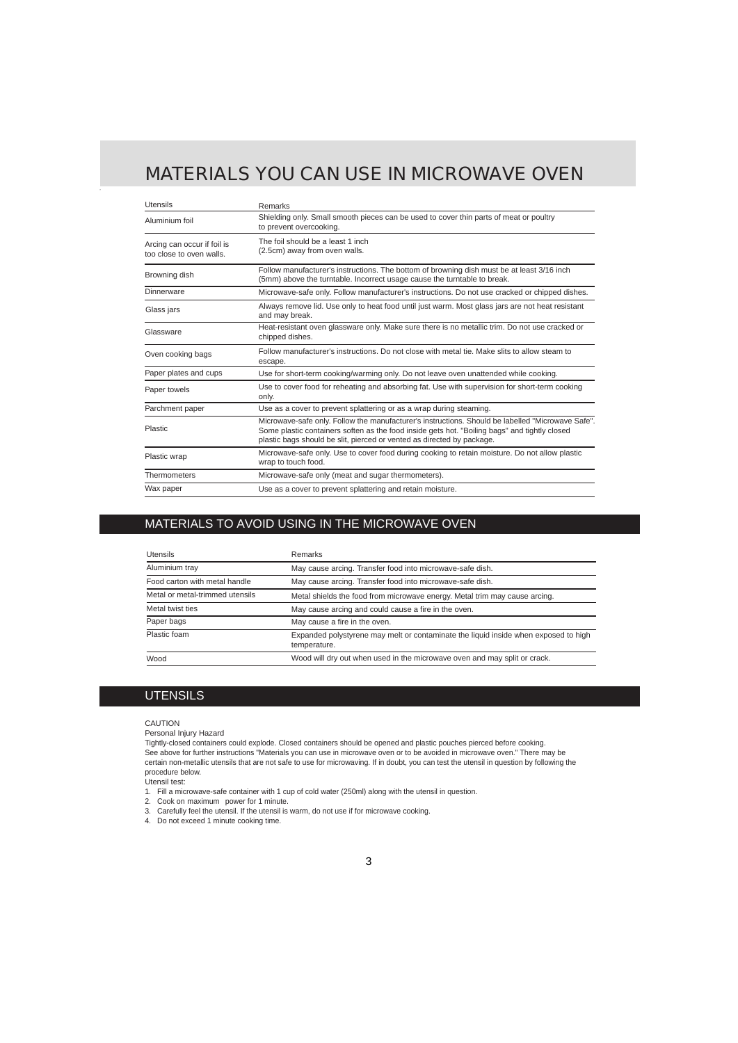# MATERIALS YOU CAN USE IN MICROWAVE OVEN

| Utensils | Remarks |
| --- | --- |
| Aluminium foil | Shielding only. Small smooth pieces can be used to cover thin parts of meat or poultry to prevent overcooking. |
| Arcing can occur if foil is too close to oven walls. | The foil should be a least 1 inch (2.5cm) away from oven walls. |
| Browning dish | Follow manufacturer's instructions. The bottom of browning dish must be at least 3/16 inch (5mm) above the turntable. Incorrect usage cause the turntable to break. |
| Dinnerware | Microwave-safe only. Follow manufacturer's instructions. Do not use cracked or chipped dishes. |
| Glass jars | Always remove lid. Use only to heat food until just warm. Most glass jars are not heat resistant and may break. |
| Glassware | Heat-resistant oven glassware only. Make sure there is no metallic trim. Do not use cracked or chipped dishes. |
| Oven cooking bags | Follow manufacturer's instructions. Do not close with metal tie. Make slits to allow steam to escape. |
| Paper plates and cups | Use for short-term cooking/warming only. Do not leave oven unattended while cooking. |
| Paper towels | Use to cover food for reheating and absorbing fat. Use with supervision for short-term cooking only. |
| Parchment paper | Use as a cover to prevent splattering or as a wrap during steaming. |
| Plastic | Microwave-safe only. Follow the manufacturer's instructions. Should be labelled "Microwave Safe". Some plastic containers soften as the food inside gets hot. "Boiling bags" and tightly closed plastic bags should be slit, pierced or vented as directed by package. |
| Plastic wrap | Microwave-safe only. Use to cover food during cooking to retain moisture. Do not allow plastic wrap to touch food. |
| Thermometers | Microwave-safe only (meat and sugar thermometers). |
| Wax paper | Use as a cover to prevent splattering and retain moisture. |

## MATERIALS TO AVOID USING IN THE MICROWAVE OVEN

| Utensils | Remarks |
| --- | --- |
| Aluminium tray | May cause arcing. Transfer food into microwave-safe dish. |
| Food carton with metal handle | May cause arcing. Transfer food into microwave-safe dish. |
| Metal or metal-trimmed utensils | Metal shields the food from microwave energy. Metal trim may cause arcing. |
| Metal twist ties | May cause arcing and could cause a fire in the oven. |
| Paper bags | May cause a fire in the oven. |
| Plastic foam | Expanded polystyrene may melt or contaminate the liquid inside when exposed to high temperature. |
| Wood | Wood will dry out when used in the microwave oven and may split or crack. |

## UTENSILS

CAUTION

Personal Injury Hazard

Tightly-closed containers could explode. Closed containers should be opened and plastic pouches pierced before cooking.
See above for further instructions "Materials you can use in microwave oven or to be avoided in microwave oven." There may be certain non-metallic utensils that are not safe to use for microwaving. If in doubt, you can test the utensil in question by following the procedure below.

Utensil test:

1. Fill a microwave-safe container with 1 cup of cold water (250ml) along with the utensil in question.
2. Cook on maximum power for 1 minute.
3. Carefully feel the utensil. If the utensil is warm, do not use if for microwave cooking.
4. Do not exceed 1 minute cooking time.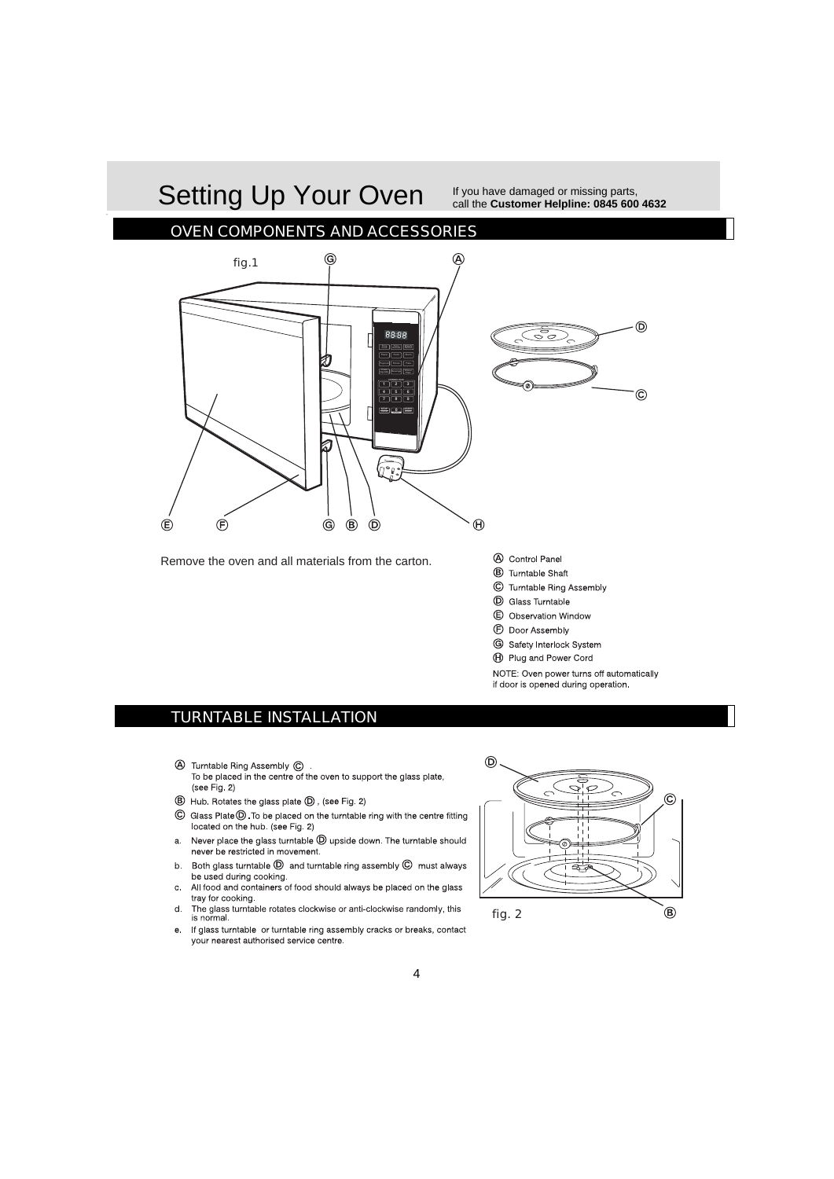# Setting Up Your Oven

If you have damaged or missing parts, call the **Customer Helpline: 0845 600 4632**

## OVEN COMPONENTS AND ACCESSORIES

fig.1

Remove the oven and all materials from the carton.

Ⓐ Control Panel
Ⓑ Turntable Shaft
Ⓒ Turntable Ring Assembly
Ⓓ Glass Turntable
Ⓔ Observation Window
Ⓕ Door Assembly
Ⓖ Safety Interlock System
Ⓗ Plug and Power Cord

NOTE: Oven power turns off automatically if door is opened during operation.

## TURNTABLE INSTALLATION

Ⓐ Turntable Ring Assembly Ⓒ .
To be placed in the centre of the oven to support the glass plate, (see Fig. 2)

Ⓑ Hub. Rotates the glass plate Ⓓ , (see Fig. 2)

Ⓒ Glass Plate Ⓓ. To be placed on the turntable ring with the centre fitting located on the hub. (see Fig. 2)

a. Never place the glass turntable Ⓓ upside down. The turntable should never be restricted in movement.
b. Both glass turntable Ⓓ and turntable ring assembly Ⓒ must always be used during cooking.
c. All food and containers of food should always be placed on the glass tray for cooking.
d. The glass turntable rotates clockwise or anti-clockwise randomly, this is normal.
e. If glass turntable or turntable ring assembly cracks or breaks, contact your nearest authorised service centre.

fig. 2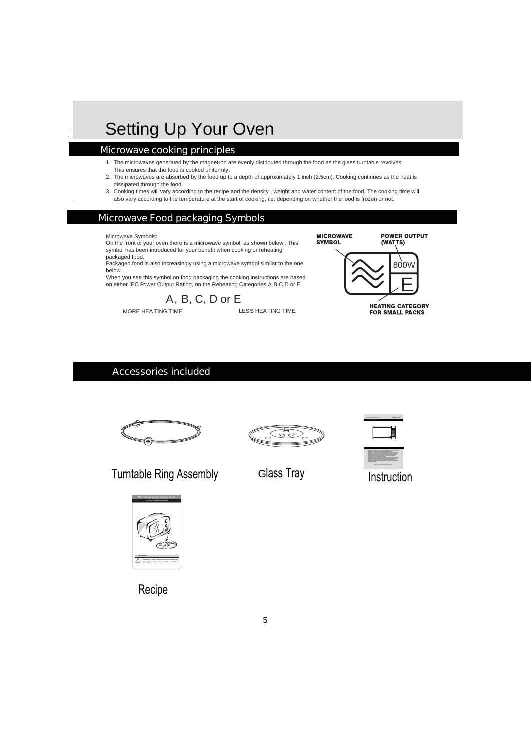# Setting Up Your Oven

## Microwave cooking principles

1. The microwaves generated by the magnetron are evenly distributed through the food as the glass turntable revolves. This ensures that the food is cooked uniformly.
2. The microwaves are absorbed by the food up to a depth of approximately 1 inch (2.5cm). Cooking continues as the heat is dissipated through the food.
3. Cooking times will vary according to the recipe and the density, weight and water content of the food. The cooking time will also vary according to the temperature at the start of cooking, i.e. depending on whether the food is frozen or not.

## Microwave Food packaging Symbols

Microwave Symbols:
On the front of your oven there is a microwave symbol, as shown below. This symbol has been introduced for your benefit when cooking or reheating packaged food.
Packaged food is also increasingly using a microwave symbol similar to the one below.
When you see this symbol on food packaging the cooking instructions are based on either IEC Power Output Rating, on the Reheating Categories A,B,C,D or E.

A, B, C, D or E

MORE HEATING TIME LESS HEATING TIME

**MICROWAVE SYMBOL**

**POWER OUTPUT (WATTS)**

800W

E

**HEATING CATEGORY FOR SMALL PACKS**

## Accessories included

Turntable Ring Assembly

Glass Tray

Instruction

Recipe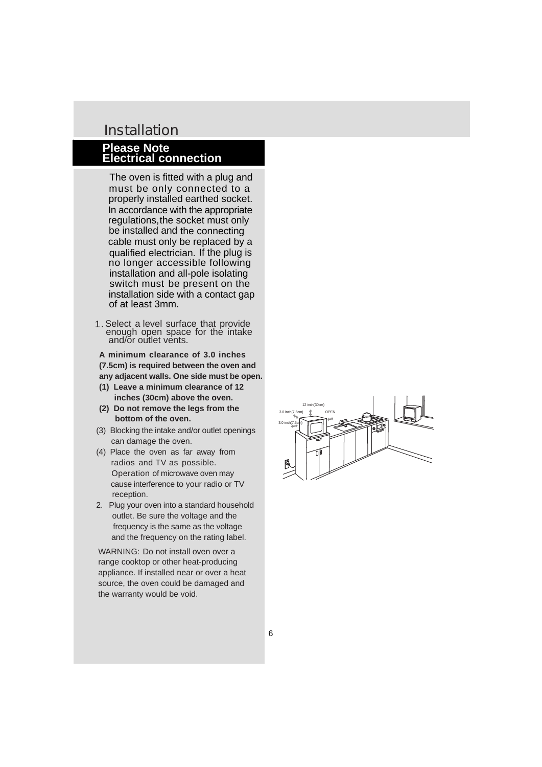# Installation

## Please Note
## Electrical connection

The oven is fitted with a plug and must be only connected to a properly installed earthed socket. In accordance with the appropriate regulations, the socket must only be installed and the connecting cable must only be replaced by a qualified electrician. If the plug is no longer accessible following installation and all-pole isolating switch must be present on the installation side with a contact gap of at least 3mm.

1. Select a level surface that provide enough open space for the intake and/or outlet vents.

**A minimum clearance of 3.0 inches (7.5cm) is required between the oven and any adjacent walls. One side must be open.**

**(1) Leave a minimum clearance of 12 inches (30cm) above the oven.**

**(2) Do not remove the legs from the bottom of the oven.**

(3) Blocking the intake and/or outlet openings can damage the oven.

(4) Place the oven as far away from radios and TV as possible. Operation of microwave oven may cause interference to your radio or TV reception.

2. Plug your oven into a standard household outlet. Be sure the voltage and the frequency is the same as the voltage and the frequency on the rating label.

WARNING: Do not install oven over a range cooktop or other heat-producing appliance. If installed near or over a heat source, the oven could be damaged and the warranty would be void.

12 inch(30cm)

3.0 inch(7.5cm) OPEN

3.0 inch(7.5cm)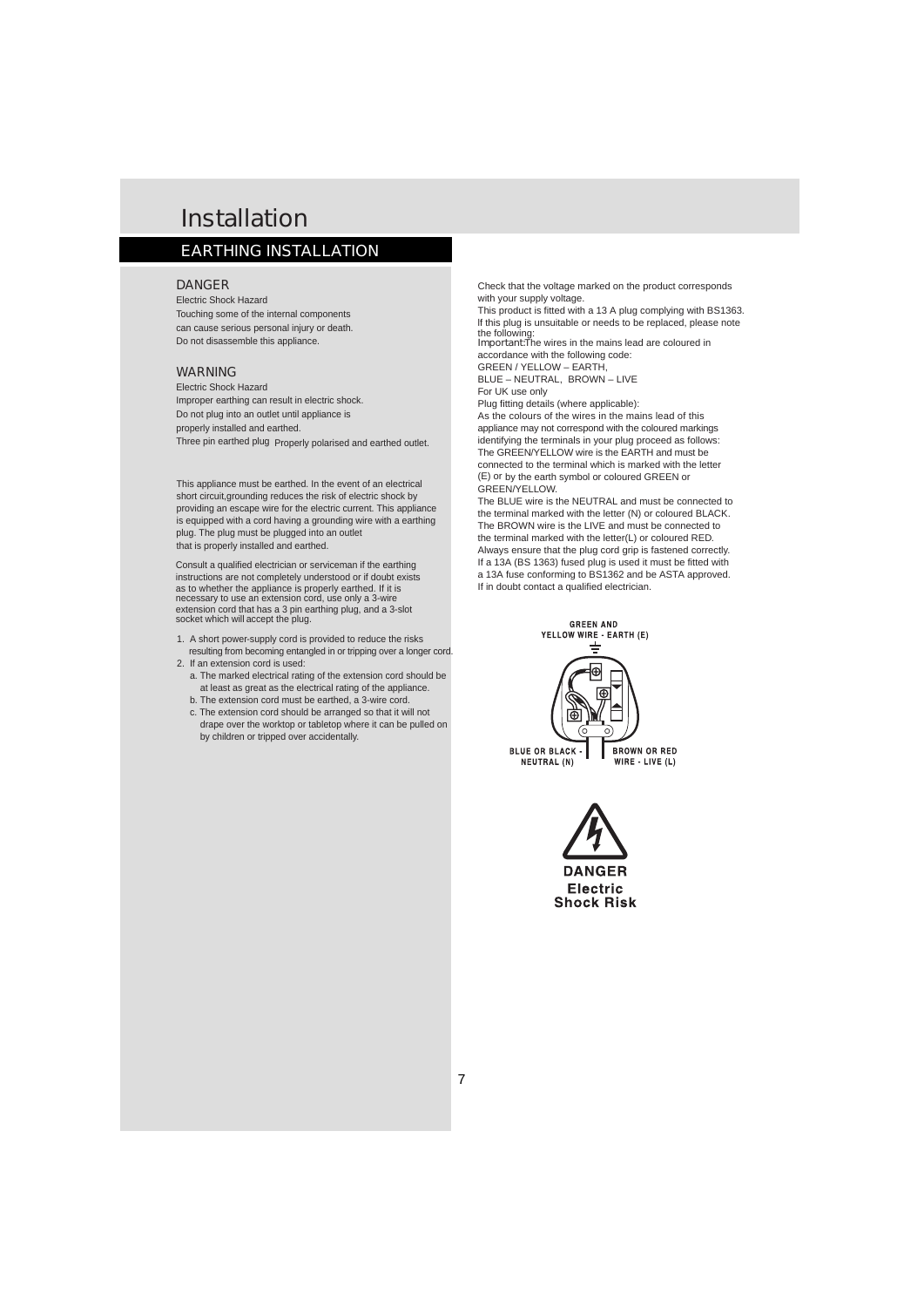# Installation

## EARTHING INSTALLATION

### DANGER

Electric Shock Hazard
Touching some of the internal components can cause serious personal injury or death.
Do not disassemble this appliance.

### WARNING

Electric Shock Hazard
Improper earthing can result in electric shock.
Do not plug into an outlet until appliance is properly installed and earthed.
Three pin earthed plug Properly polarised and earthed outlet.

This appliance must be earthed. In the event of an electrical short circuit,grounding reduces the risk of electric shock by providing an escape wire for the electric current. This appliance is equipped with a cord having a grounding wire with a earthing plug. The plug must be plugged into an outlet that is properly installed and earthed.

Consult a qualified electrician or serviceman if the earthing instructions are not completely understood or if doubt exists as to whether the appliance is properly earthed. If it is necessary to use an extension cord, use only a 3-wire extension cord that has a 3 pin earthing plug, and a 3-slot socket which will accept the plug.

1. A short power-supply cord is provided to reduce the risks resulting from becoming entangled in or tripping over a longer cord.
2. If an extension cord is used:
   a. The marked electrical rating of the extension cord should be at least as great as the electrical rating of the appliance.
   b. The extension cord must be earthed, a 3-wire cord.
   c. The extension cord should be arranged so that it will not drape over the worktop or tabletop where it can be pulled on by children or tripped over accidentally.

Check that the voltage marked on the product corresponds with your supply voltage.
This product is fitted with a 13 A plug complying with BS1363. If this plug is unsuitable or needs to be replaced, please note the following:
*Important:*The wires in the mains lead are coloured in accordance with the following code:
GREEN / YELLOW – EARTH,
BLUE – NEUTRAL, BROWN – LIVE
For UK use only
Plug fitting details (where applicable):
As the colours of the wires in the mains lead of this appliance may not correspond with the coloured markings identifying the terminals in your plug proceed as follows:
The GREEN/YELLOW wire is the EARTH and must be connected to the terminal which is marked with the letter (E) or by the earth symbol or coloured GREEN or GREEN/YELLOW.
The BLUE wire is the NEUTRAL and must be connected to the terminal marked with the letter (N) or coloured BLACK.
The BROWN wire is the LIVE and must be connected to the terminal marked with the letter(L) or coloured RED.
Always ensure that the plug cord grip is fastened correctly.
If a 13A (BS 1363) fused plug is used it must be fitted with a 13A fuse conforming to BS1362 and be ASTA approved.
If in doubt contact a qualified electrician.

GREEN AND YELLOW WIRE - EARTH (E)

BLUE OR BLACK - NEUTRAL (N)

BROWN OR RED WIRE - LIVE (L)

DANGER
Electric Shock Risk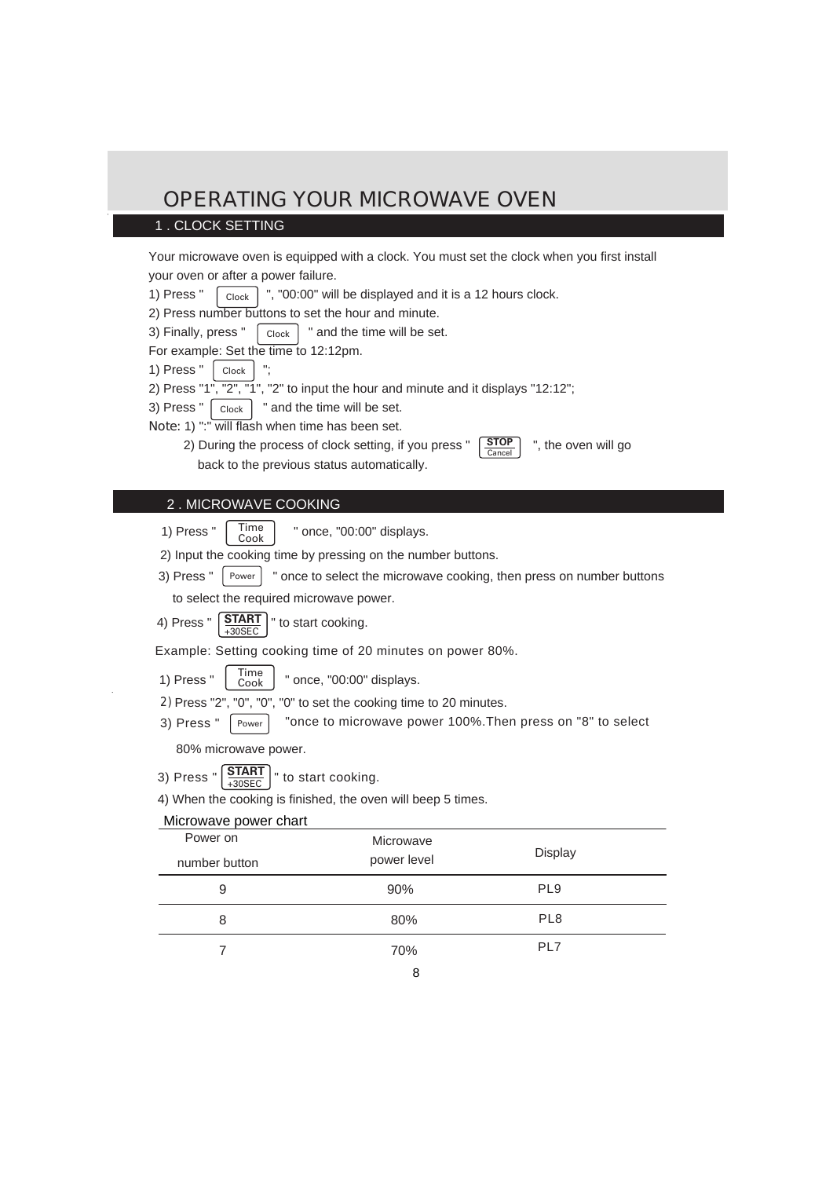# OPERATING YOUR MICROWAVE OVEN

## 1 . CLOCK SETTING

Your microwave oven is equipped with a clock. You must set the clock when you first install your oven or after a power failure.

1) Press " Clock ", "00:00" will be displayed and it is a 12 hours clock.
2) Press number buttons to set the hour and minute.
3) Finally, press " Clock " and the time will be set.

For example: Set the time to 12:12pm.

1) Press " Clock ";
2) Press "1", "2", "1", "2" to input the hour and minute and it displays "12:12";
3) Press " Clock " and the time will be set.

Note: 1) ":" will flash when time has been set.
2) During the process of clock setting, if you press " STOP/Cancel ", the oven will go back to the previous status automatically.

## 2 . MICROWAVE COOKING

1) Press " Time Cook " once, "00:00" displays.
2) Input the cooking time by pressing on the number buttons.
3) Press " Power " once to select the microwave cooking, then press on number buttons to select the required microwave power.
4) Press " START/+30SEC " to start cooking.

Example: Setting cooking time of 20 minutes on power 80%.

1) Press " Time Cook " once, "00:00" displays.
2) Press "2", "0", "0", "0" to set the cooking time to 20 minutes.
3) Press " Power "once to microwave power 100%.Then press on "8" to select 80% microwave power.
3) Press " START/+30SEC " to start cooking.
4) When the cooking is finished, the oven will beep 5 times.

Microwave power chart

| Power on number button | Microwave power level | Display |
|---|---|---|
| 9 | 90% | PL9 |
| 8 | 80% | PL8 |
| 7 | 70% | PL7 |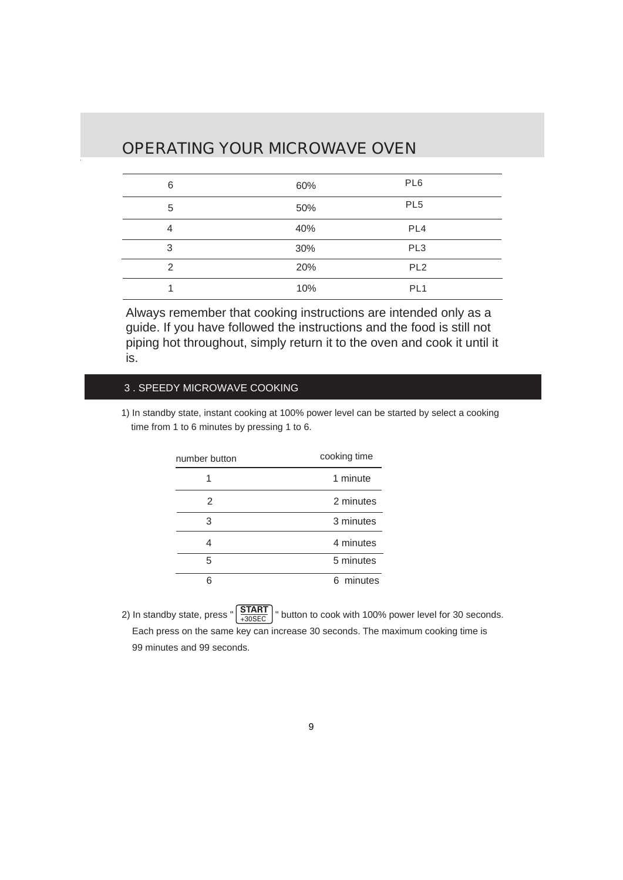# OPERATING YOUR MICROWAVE OVEN

| | | |
|---|---|---|
| 6 | 60% | PL6 |
| 5 | 50% | PL5 |
| 4 | 40% | PL4 |
| 3 | 30% | PL3 |
| 2 | 20% | PL2 |
| 1 | 10% | PL1 |

Always remember that cooking instructions are intended only as a guide. If you have followed the instructions and the food is still not piping hot throughout, simply return it to the oven and cook it until it is.

## 3 . SPEEDY MICROWAVE COOKING

1) In standby state, instant cooking at 100% power level can be started by select a cooking time from 1 to 6 minutes by pressing 1 to 6.

| number button | cooking time |
|---|---|
| 1 | 1 minute |
| 2 | 2 minutes |
| 3 | 3 minutes |
| 4 | 4 minutes |
| 5 | 5 minutes |
| 6 | 6 minutes |

2) In standby state, press " START +30SEC " button to cook with 100% power level for 30 seconds. Each press on the same key can increase 30 seconds. The maximum cooking time is 99 minutes and 99 seconds.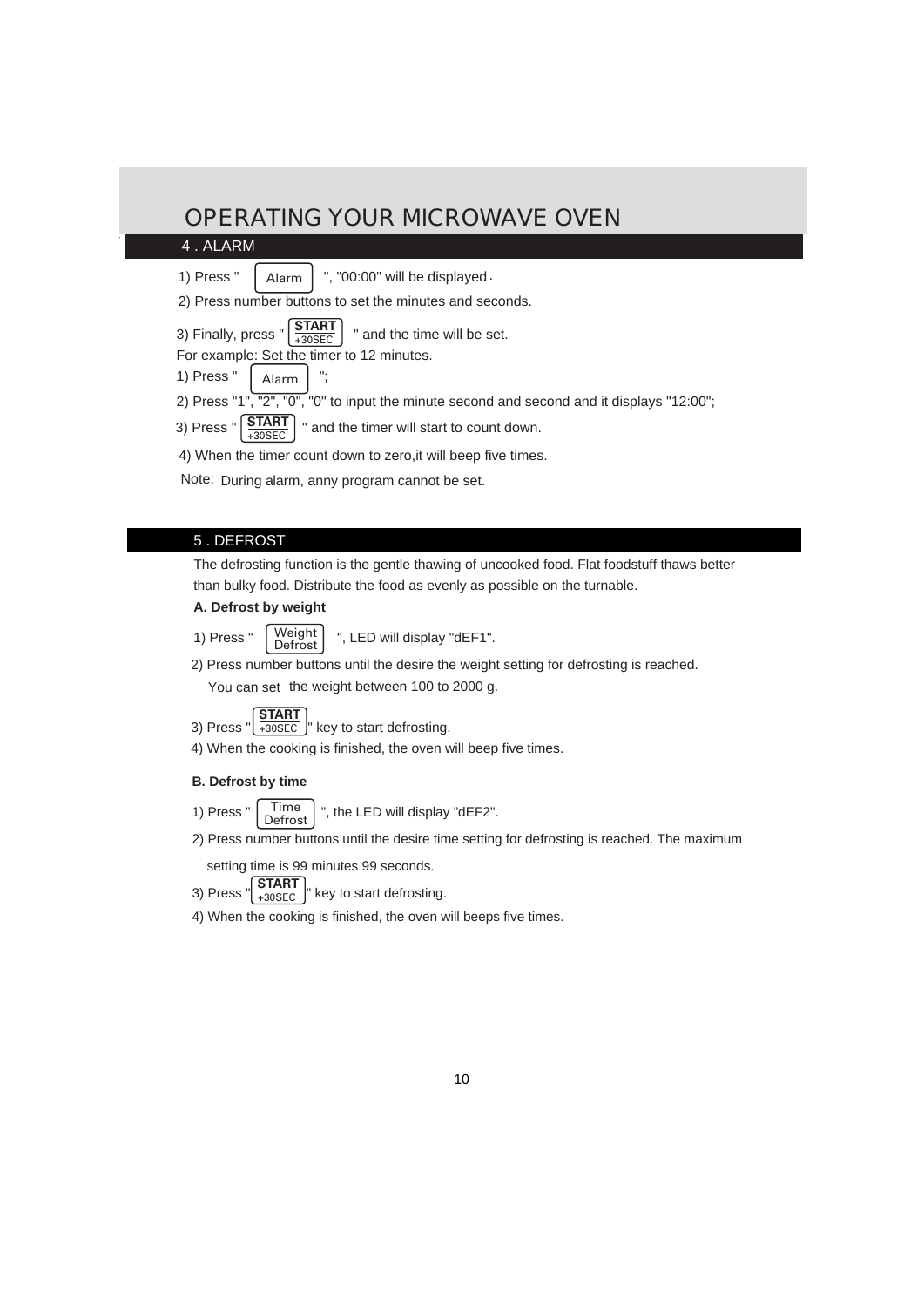# OPERATING YOUR MICROWAVE OVEN

## 4 . ALARM

1) Press " Alarm ", "00:00" will be displayed.

2) Press number buttons to set the minutes and seconds.

3) Finally, press " START +30SEC " and the time will be set.

For example: Set the timer to 12 minutes.

1) Press " Alarm ";

2) Press "1", "2", "0", "0" to input the minute second and second and it displays "12:00";

3) Press " START +30SEC " and the timer will start to count down.

4) When the timer count down to zero,it will beep five times.

Note: During alarm, anny program cannot be set.

## 5 . DEFROST

The defrosting function is the gentle thawing of uncooked food. Flat foodstuff thaws better than bulky food. Distribute the food as evenly as possible on the turnable.

**A. Defrost by weight**

1) Press " Weight Defrost ", LED will display "dEF1".

2) Press number buttons until the desire the weight setting for defrosting is reached. You can set the weight between 100 to 2000 g.

3) Press " START +30SEC " key to start defrosting.

4) When the cooking is finished, the oven will beep five times.

**B. Defrost by time**

1) Press " Time Defrost ", the LED will display "dEF2".

2) Press number buttons until the desire time setting for defrosting is reached. The maximum setting time is 99 minutes 99 seconds.

3) Press " START +30SEC " key to start defrosting.

4) When the cooking is finished, the oven will beeps five times.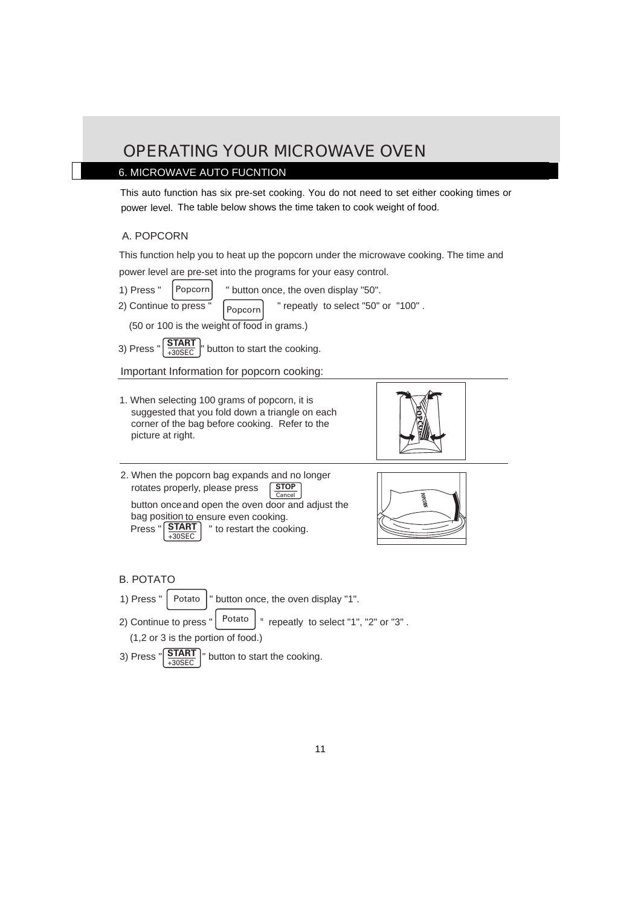# OPERATING YOUR MICROWAVE OVEN

## 6. MICROWAVE AUTO FUCNTION

This auto function has six pre-set cooking. You do not need to set either cooking times or power level. The table below shows the time taken to cook weight of food.

### A. POPCORN

This function help you to heat up the popcorn under the microwave cooking. The time and power level are pre-set into the programs for your easy control.

1) Press " Popcorn " button once, the oven display "50".

2) Continue to press " Popcorn " repeatly to select "50" or "100" .

(50 or 100 is the weight of food in grams.)

3) Press " START +30SEC " button to start the cooking.

Important Information for popcorn cooking:

1. When selecting 100 grams of popcorn, it is suggested that you fold down a triangle on each corner of the bag before cooking. Refer to the picture at right.

2. When the popcorn bag expands and no longer rotates properly, please press STOP Cancel button once and open the oven door and adjust the bag position to ensure even cooking. Press " START +30SEC " to restart the cooking.

### B. POTATO

1) Press " Potato " button once, the oven display "1".

2) Continue to press " Potato " repeatly to select "1", "2" or "3" .

(1,2 or 3 is the portion of food.)

3) Press " START +30SEC " button to start the cooking.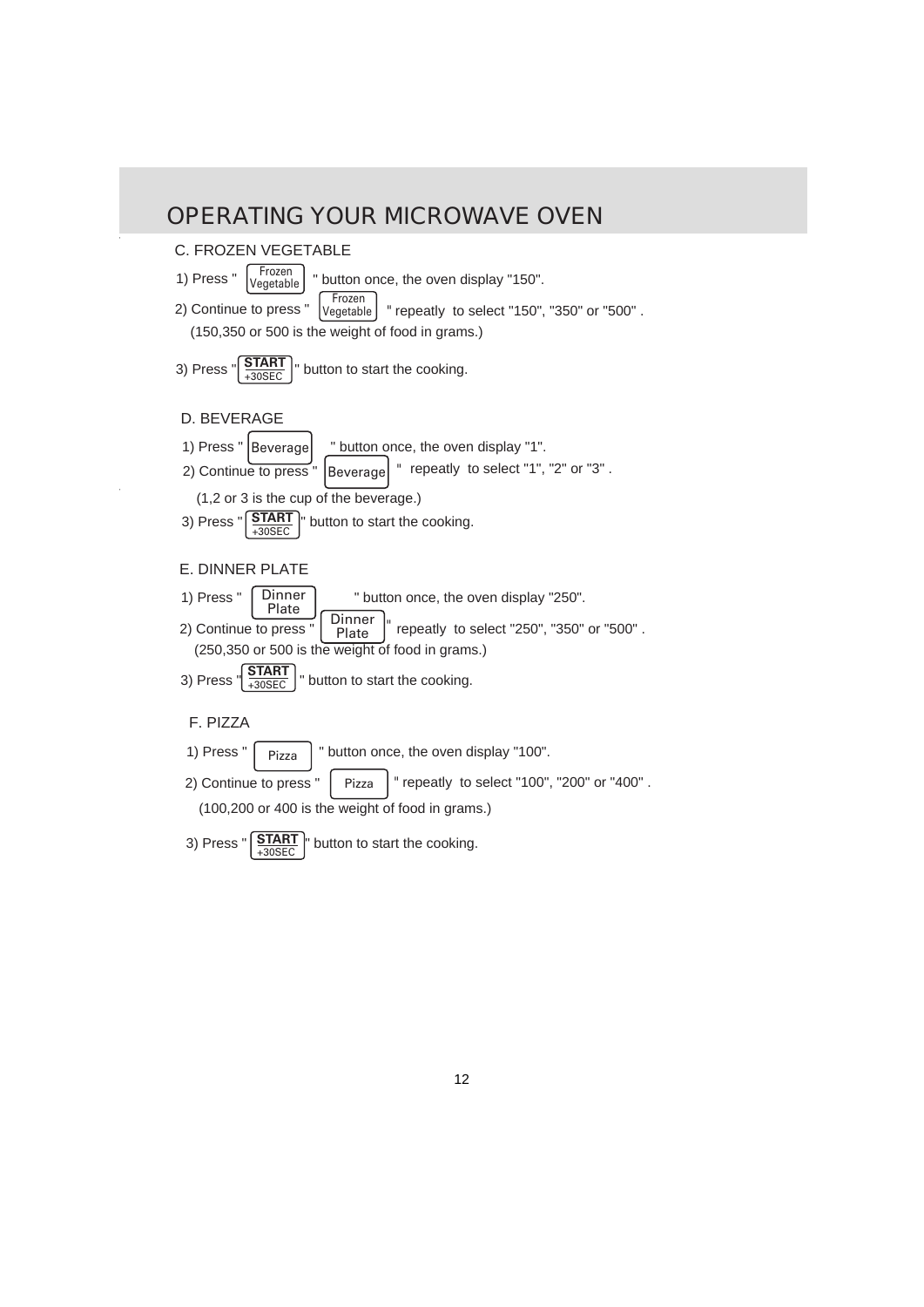# OPERATING YOUR MICROWAVE OVEN

## C. FROZEN VEGETABLE

1) Press " Frozen Vegetable " button once, the oven display "150".

2) Continue to press " Frozen Vegetable " repeatly to select "150", "350" or "500" .
   (150,350 or 500 is the weight of food in grams.)

3) Press " START +30SEC " button to start the cooking.

## D. BEVERAGE

1) Press " Beverage " button once, the oven display "1".

2) Continue to press " Beverage " repeatly to select "1", "2" or "3" .
   (1,2 or 3 is the cup of the beverage.)

3) Press " START +30SEC " button to start the cooking.

## E. DINNER PLATE

1) Press " Dinner Plate " button once, the oven display "250".

2) Continue to press " Dinner Plate " repeatly to select "250", "350" or "500" .
   (250,350 or 500 is the weight of food in grams.)

3) Press " START +30SEC " button to start the cooking.

## F. PIZZA

1) Press " Pizza " button once, the oven display "100".

2) Continue to press " Pizza " repeatly to select "100", "200" or "400" .
   (100,200 or 400 is the weight of food in grams.)

3) Press " START +30SEC " button to start the cooking.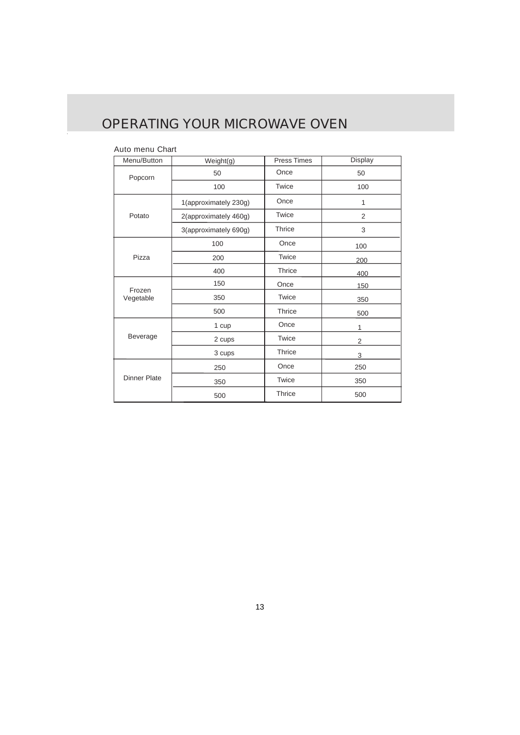# OPERATING YOUR MICROWAVE OVEN

Auto menu Chart

| Menu/Button | Weight(g) | Press Times | Display |
|---|---|---|---|
| Popcorn | 50 | Once | 50 |
| | 100 | Twice | 100 |
| Potato | 1(approximately 230g) | Once | 1 |
| | 2(approximately 460g) | Twice | 2 |
| | 3(approximately 690g) | Thrice | 3 |
| Pizza | 100 | Once | 100 |
| | 200 | Twice | 200 |
| | 400 | Thrice | 400 |
| Frozen Vegetable | 150 | Once | 150 |
| | 350 | Twice | 350 |
| | 500 | Thrice | 500 |
| Beverage | 1 cup | Once | 1 |
| | 2 cups | Twice | 2 |
| | 3 cups | Thrice | 3 |
| Dinner Plate | 250 | Once | 250 |
| | 350 | Twice | 350 |
| | 500 | Thrice | 500 |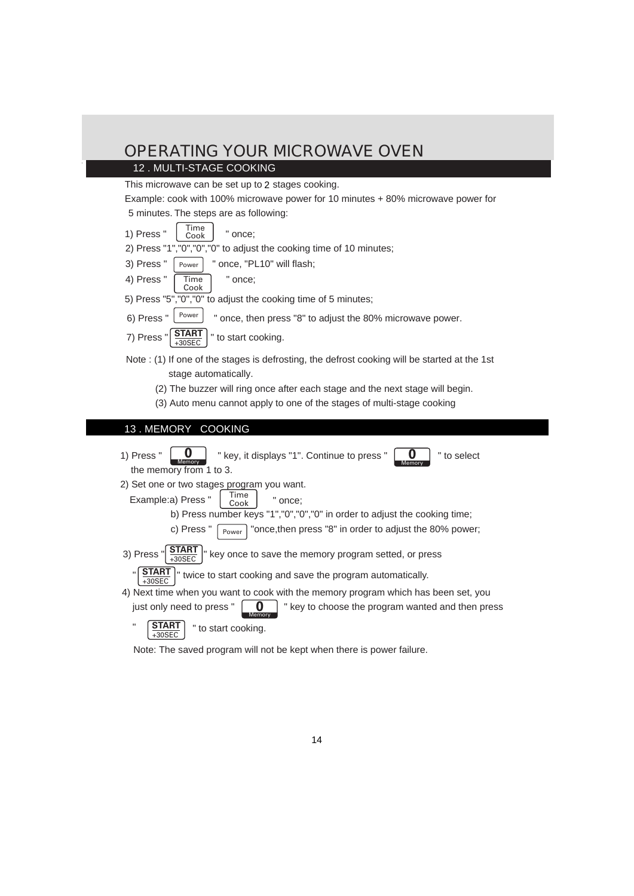# OPERATING YOUR MICROWAVE OVEN

## 12 . MULTI-STAGE COOKING

This microwave can be set up to 2 stages cooking.

Example: cook with 100% microwave power for 10 minutes + 80% microwave power for 5 minutes. The steps are as following:

1) Press " Time Cook " once;
2) Press "1","0","0","0" to adjust the cooking time of 10 minutes;
3) Press " Power " once, "PL10" will flash;
4) Press " Time Cook " once;
5) Press "5","0","0" to adjust the cooking time of 5 minutes;
6) Press " Power " once, then press "8" to adjust the 80% microwave power.
7) Press " START +30SEC " to start cooking.

Note : (1) If one of the stages is defrosting, the defrost cooking will be started at the 1st stage automatically.

(2) The buzzer will ring once after each stage and the next stage will begin.

(3) Auto menu cannot apply to one of the stages of multi-stage cooking

## 13 . MEMORY COOKING

1) Press " 0 Memory " key, it displays "1". Continue to press " 0 Memory " to select the memory from 1 to 3.
2) Set one or two stages program you want.
   Example:a) Press " Time Cook " once;
   b) Press number keys "1","0","0","0" in order to adjust the cooking time;
   c) Press " Power " "once,then press "8" in order to adjust the 80% power;
3) Press " START +30SEC " key once to save the memory program setted, or press " START +30SEC " twice to start cooking and save the program automatically.
4) Next time when you want to cook with the memory program which has been set, you just only need to press " 0 Memory " key to choose the program wanted and then press " START +30SEC " to start cooking.

Note: The saved program will not be kept when there is power failure.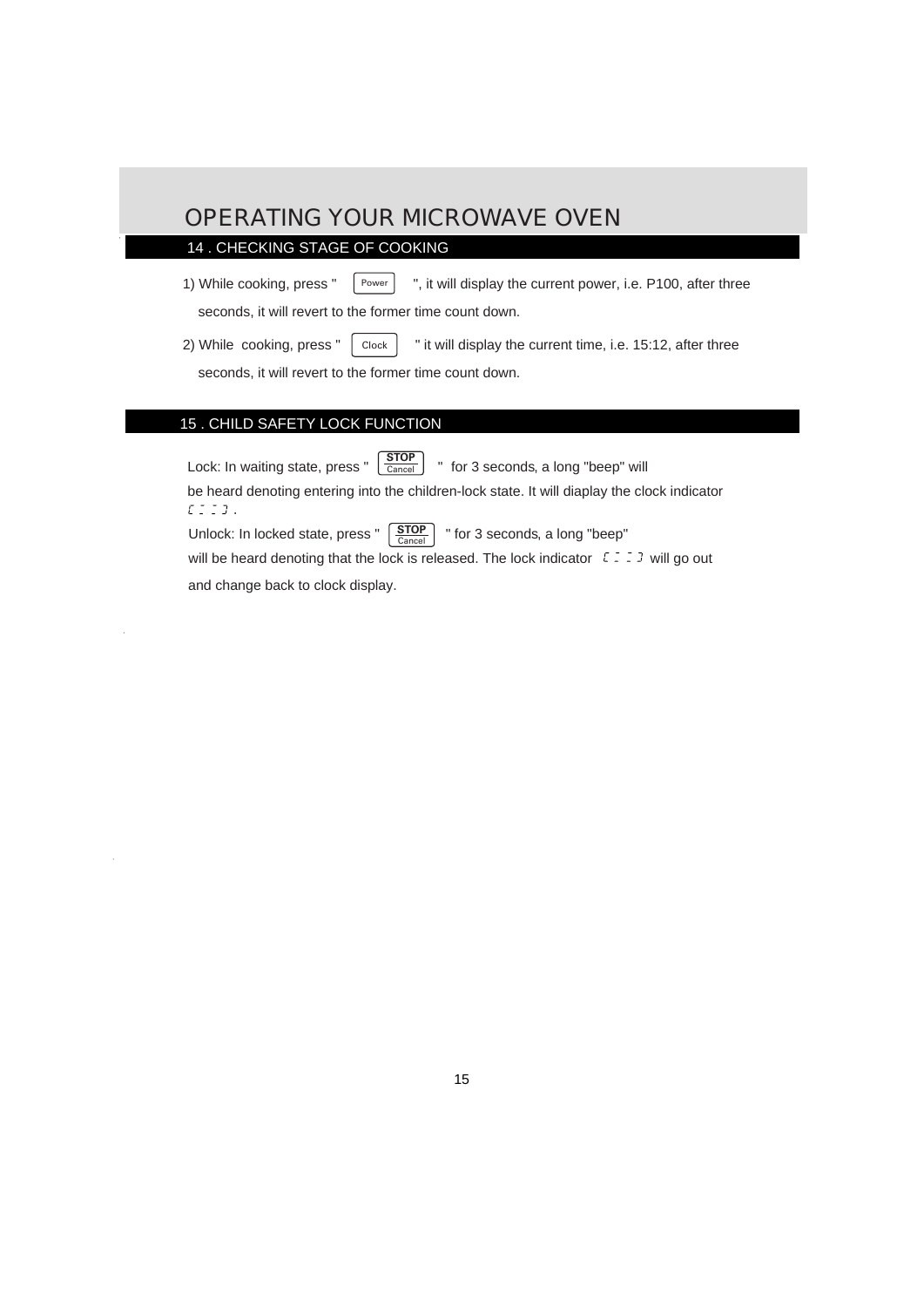# OPERATING YOUR MICROWAVE OVEN

## 14 . CHECKING STAGE OF COOKING

1) While cooking, press " Power ", it will display the current power, i.e. P100, after three seconds, it will revert to the former time count down.

2) While cooking, press " Clock " it will display the current time, i.e. 15:12, after three seconds, it will revert to the former time count down.

## 15 . CHILD SAFETY LOCK FUNCTION

Lock: In waiting state, press " STOP/Cancel " for 3 seconds, a long "beep" will be heard denoting entering into the children-lock state. It will diaplay the clock indicator [ : : ] .

Unlock: In locked state, press " STOP/Cancel " for 3 seconds, a long "beep" will be heard denoting that the lock is released. The lock indicator [ : : ] will go out and change back to clock display.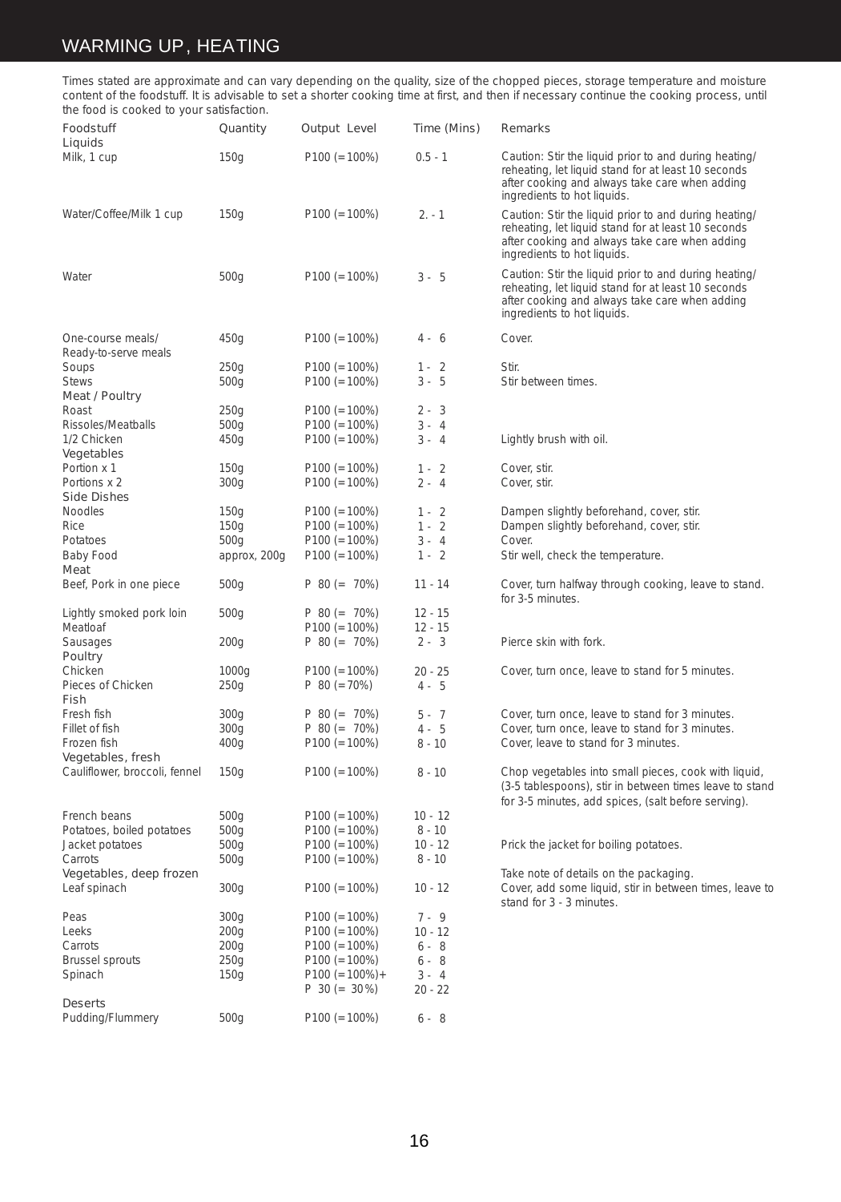## WARMING UP, HEATING

Times stated are approximate and can vary depending on the quality, size of the chopped pieces, storage temperature and moisture content of the foodstuff. It is advisable to set a shorter cooking time at first, and then if necessary continue the cooking process, until the food is cooked to your satisfaction.

| Foodstuff | Quantity | Output Level | Time (Mins) | Remarks |
|---|---|---|---|---|
| **Liquids** | | | | |
| Milk, 1 cup | 150g | P100 (=100%) | 0.5 - 1 | Caution: Stir the liquid prior to and during heating/ reheating, let liquid stand for at least 10 seconds after cooking and always take care when adding ingredients to hot liquids. |
| Water/Coffee/Milk 1 cup | 150g | P100 (=100%) | 2. - 1 | Caution: Stir the liquid prior to and during heating/ reheating, let liquid stand for at least 10 seconds after cooking and always take care when adding ingredients to hot liquids. |
| Water | 500g | P100 (=100%) | 3 - 5 | Caution: Stir the liquid prior to and during heating/ reheating, let liquid stand for at least 10 seconds after cooking and always take care when adding ingredients to hot liquids. |
| One-course meals/ Ready-to-serve meals | 450g | P100 (=100%) | 4 - 6 | Cover. |
| Soups | 250g | P100 (=100%) | 1 - 2 | Stir. |
| Stews | 500g | P100 (=100%) | 3 - 5 | Stir between times. |
| **Meat / Poultry** | | | | |
| Roast | 250g | P100 (=100%) | 2 - 3 | |
| Rissoles/Meatballs | 500g | P100 (=100%) | 3 - 4 | |
| 1/2 Chicken | 450g | P100 (=100%) | 3 - 4 | Lightly brush with oil. |
| **Vegetables** | | | | |
| Portion x 1 | 150g | P100 (=100%) | 1 - 2 | Cover, stir. |
| Portions x 2 | 300g | P100 (=100%) | 2 - 4 | Cover, stir. |
| **Side Dishes** | | | | |
| Noodles | 150g | P100 (=100%) | 1 - 2 | Dampen slightly beforehand, cover, stir. |
| Rice | 150g | P100 (=100%) | 1 - 2 | Dampen slightly beforehand, cover, stir. |
| Potatoes | 500g | P100 (=100%) | 3 - 4 | Cover. |
| Baby Food | approx, 200g | P100 (=100%) | 1 - 2 | Stir well, check the temperature. |
| **Meat** | | | | |
| Beef, Pork in one piece | 500g | P 80 (= 70%) | 11 - 14 | Cover, turn halfway through cooking, leave to stand. for 3-5 minutes. |
| Lightly smoked pork loin | 500g | P 80 (= 70%) | 12 - 15 | |
| Meatloaf | | P100 (=100%) | 12 - 15 | |
| Sausages | 200g | P 80 (= 70%) | 2 - 3 | Pierce skin with fork. |
| **Poultry** | | | | |
| Chicken | 1000g | P100 (=100%) | 20 - 25 | Cover, turn once, leave to stand for 5 minutes. |
| Pieces of Chicken | 250g | P 80 (=70%) | 4 - 5 | |
| **Fish** | | | | |
| Fresh fish | 300g | P 80 (= 70%) | 5 - 7 | Cover, turn once, leave to stand for 3 minutes. |
| Fillet of fish | 300g | P 80 (= 70%) | 4 - 5 | Cover, turn once, leave to stand for 3 minutes. |
| Frozen fish | 400g | P100 (=100%) | 8 - 10 | Cover, leave to stand for 3 minutes. |
| **Vegetables, fresh** | | | | |
| Cauliflower, broccoli, fennel | 150g | P100 (=100%) | 8 - 10 | Chop vegetables into small pieces, cook with liquid, (3-5 tablespoons), stir in between times leave to stand for 3-5 minutes, add spices, (salt before serving). |
| French beans | 500g | P100 (=100%) | 10 - 12 | |
| Potatoes, boiled potatoes | 500g | P100 (=100%) | 8 - 10 | |
| Jacket potatoes | 500g | P100 (=100%) | 10 - 12 | Prick the jacket for boiling potatoes. |
| Carrots | 500g | P100 (=100%) | 8 - 10 | |
| **Vegetables, deep frozen** | | | | Take note of details on the packaging. |
| Leaf spinach | 300g | P100 (=100%) | 10 - 12 | Cover, add some liquid, stir in between times, leave to stand for 3 - 3 minutes. |
| Peas | 300g | P100 (=100%) | 7 - 9 | |
| Leeks | 200g | P100 (=100%) | 10 - 12 | |
| Carrots | 200g | P100 (=100%) | 6 - 8 | |
| Brussel sprouts | 250g | P100 (=100%) | 6 - 8 | |
| Spinach | 150g | P100 (=100%)+ P 30 (= 30%) | 3 - 4 20 - 22 | |
| **Deserts** | | | | |
| Pudding/Flummery | 500g | P100 (=100%) | 6 - 8 | |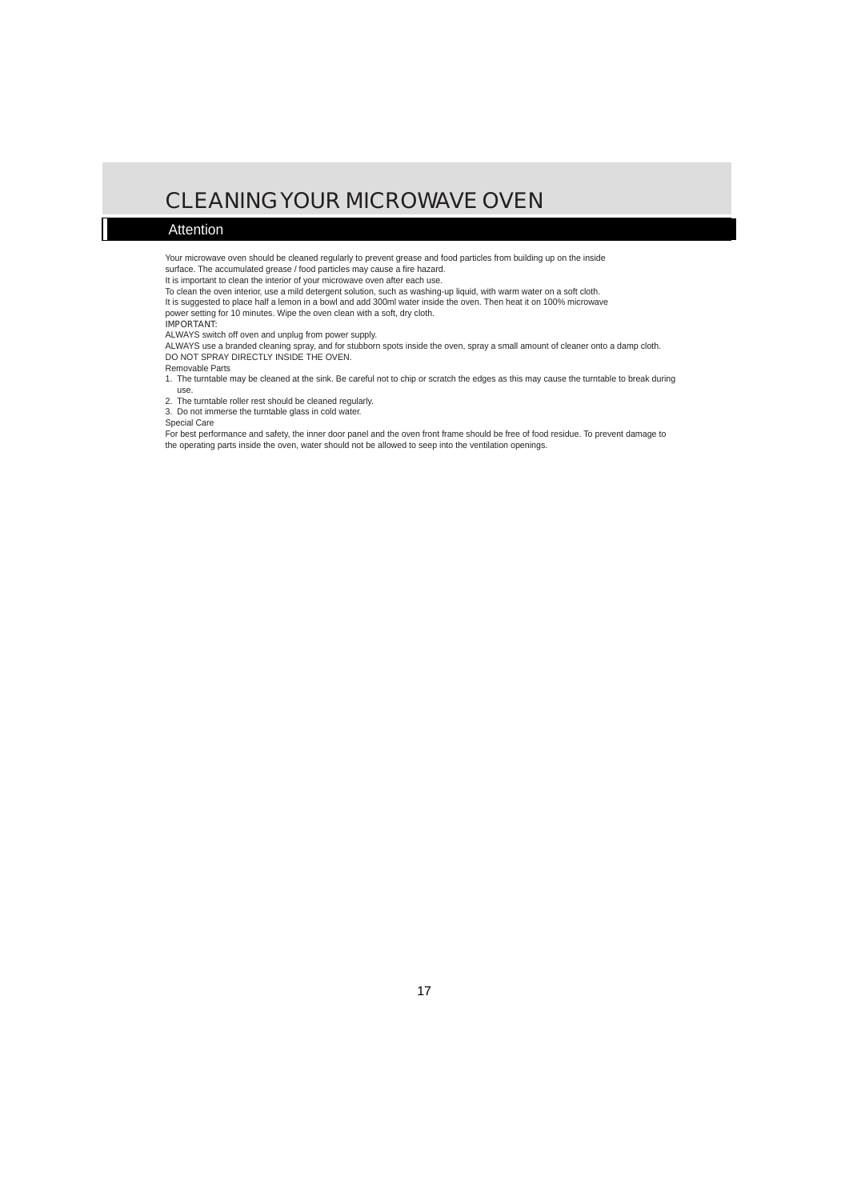# CLEANING YOUR MICROWAVE OVEN

## Attention

Your microwave oven should be cleaned regularly to prevent grease and food particles from building up on the inside surface. The accumulated grease / food particles may cause a fire hazard.

It is important to clean the interior of your microwave oven after each use.

To clean the oven interior, use a mild detergent solution, such as washing-up liquid, with warm water on a soft cloth.

It is suggested to place half a lemon in a bowl and add 300ml water inside the oven. Then heat it on 100% microwave power setting for 10 minutes. Wipe the oven clean with a soft, dry cloth.

IMPORTANT:

ALWAYS switch off oven and unplug from power supply.

ALWAYS use a branded cleaning spray, and for stubborn spots inside the oven, spray a small amount of cleaner onto a damp cloth.

DO NOT SPRAY DIRECTLY INSIDE THE OVEN.

Removable Parts

1. The turntable may be cleaned at the sink. Be careful not to chip or scratch the edges as this may cause the turntable to break during use.
2. The turntable roller rest should be cleaned regularly.
3. Do not immerse the turntable glass in cold water.

Special Care

For best performance and safety, the inner door panel and the oven front frame should be free of food residue. To prevent damage to the operating parts inside the oven, water should not be allowed to seep into the ventilation openings.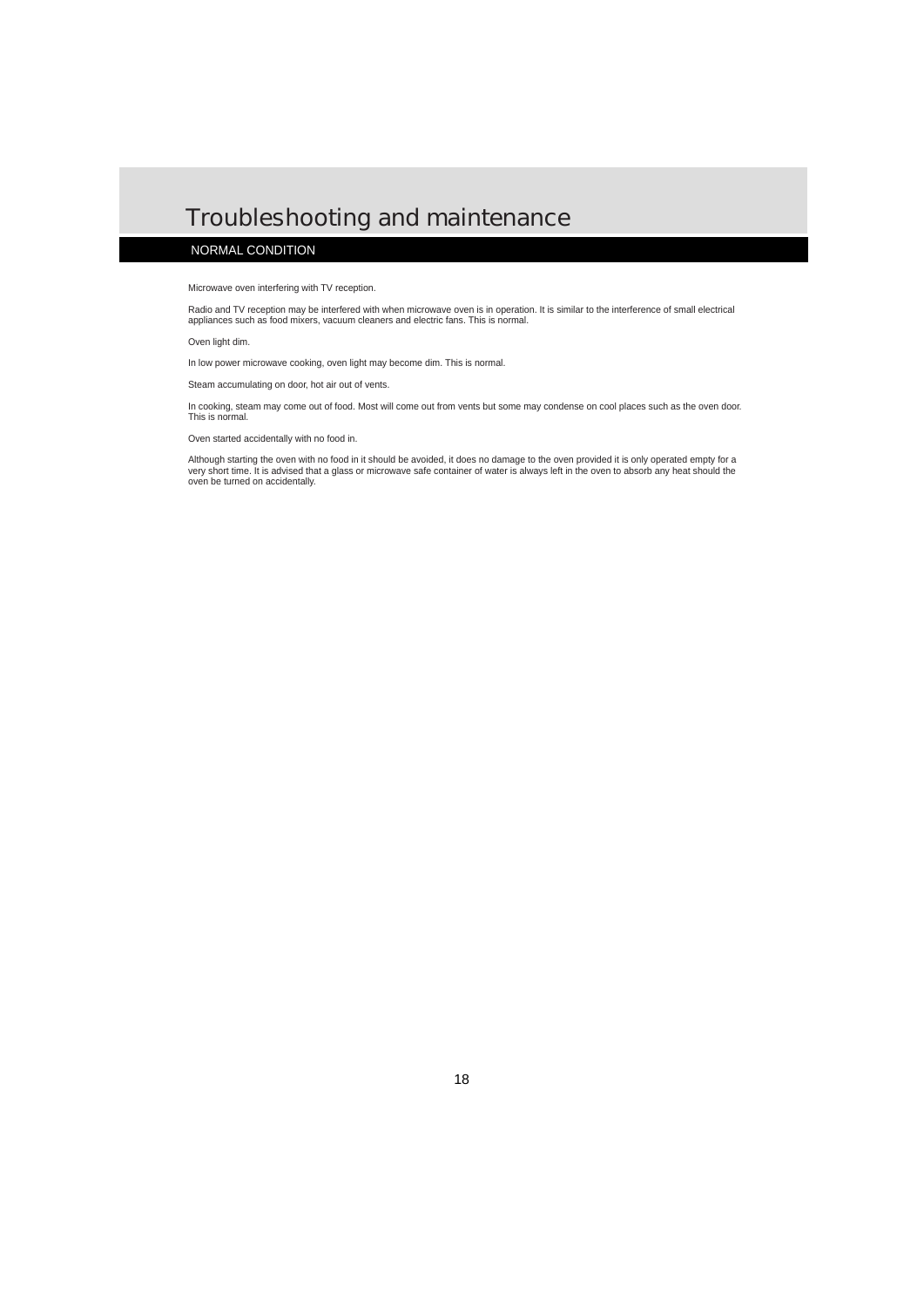# Troubleshooting and maintenance

## NORMAL CONDITION

Microwave oven interfering with TV reception.

Radio and TV reception may be interfered with when microwave oven is in operation. It is similar to the interference of small electrical appliances such as food mixers, vacuum cleaners and electric fans. This is normal.

Oven light dim.

In low power microwave cooking, oven light may become dim. This is normal.

Steam accumulating on door, hot air out of vents.

In cooking, steam may come out of food. Most will come out from vents but some may condense on cool places such as the oven door. This is normal.

Oven started accidentally with no food in.

Although starting the oven with no food in it should be avoided, it does no damage to the oven provided it is only operated empty for a very short time. It is advised that a glass or microwave safe container of water is always left in the oven to absorb any heat should the oven be turned on accidentally.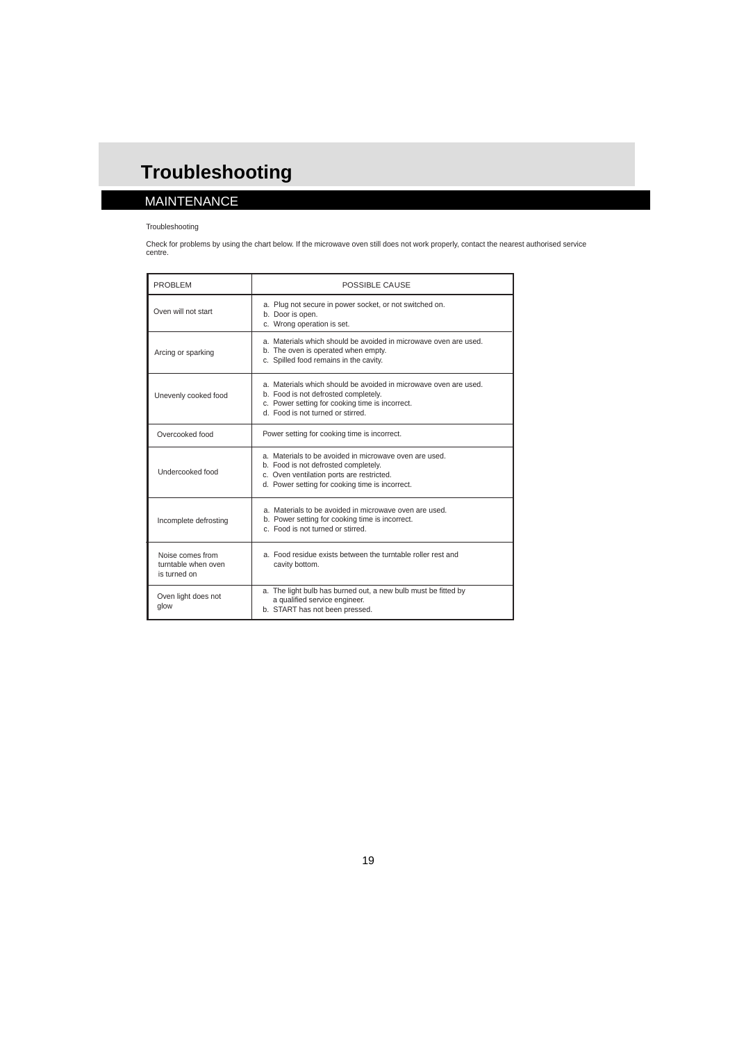# Troubleshooting

## MAINTENANCE

Troubleshooting

Check for problems by using the chart below. If the microwave oven still does not work properly, contact the nearest authorised service centre.

| PROBLEM | POSSIBLE CAUSE |
|---|---|
| Oven will not start | a. Plug not secure in power socket, or not switched on.<br>b. Door is open.<br>c. Wrong operation is set. |
| Arcing or sparking | a. Materials which should be avoided in microwave oven are used.<br>b. The oven is operated when empty.<br>c. Spilled food remains in the cavity. |
| Unevenly cooked food | a. Materials which should be avoided in microwave oven are used.<br>b. Food is not defrosted completely.<br>c. Power setting for cooking time is incorrect.<br>d. Food is not turned or stirred. |
| Overcooked food | Power setting for cooking time is incorrect. |
| Undercooked food | a. Materials to be avoided in microwave oven are used.<br>b. Food is not defrosted completely.<br>c. Oven ventilation ports are restricted.<br>d. Power setting for cooking time is incorrect. |
| Incomplete defrosting | a. Materials to be avoided in microwave oven are used.<br>b. Power setting for cooking time is incorrect.<br>c. Food is not turned or stirred. |
| Noise comes from turntable when oven is turned on | a. Food residue exists between the turntable roller rest and cavity bottom. |
| Oven light does not glow | a. The light bulb has burned out, a new bulb must be fitted by a qualified service engineer.<br>b. START has not been pressed. |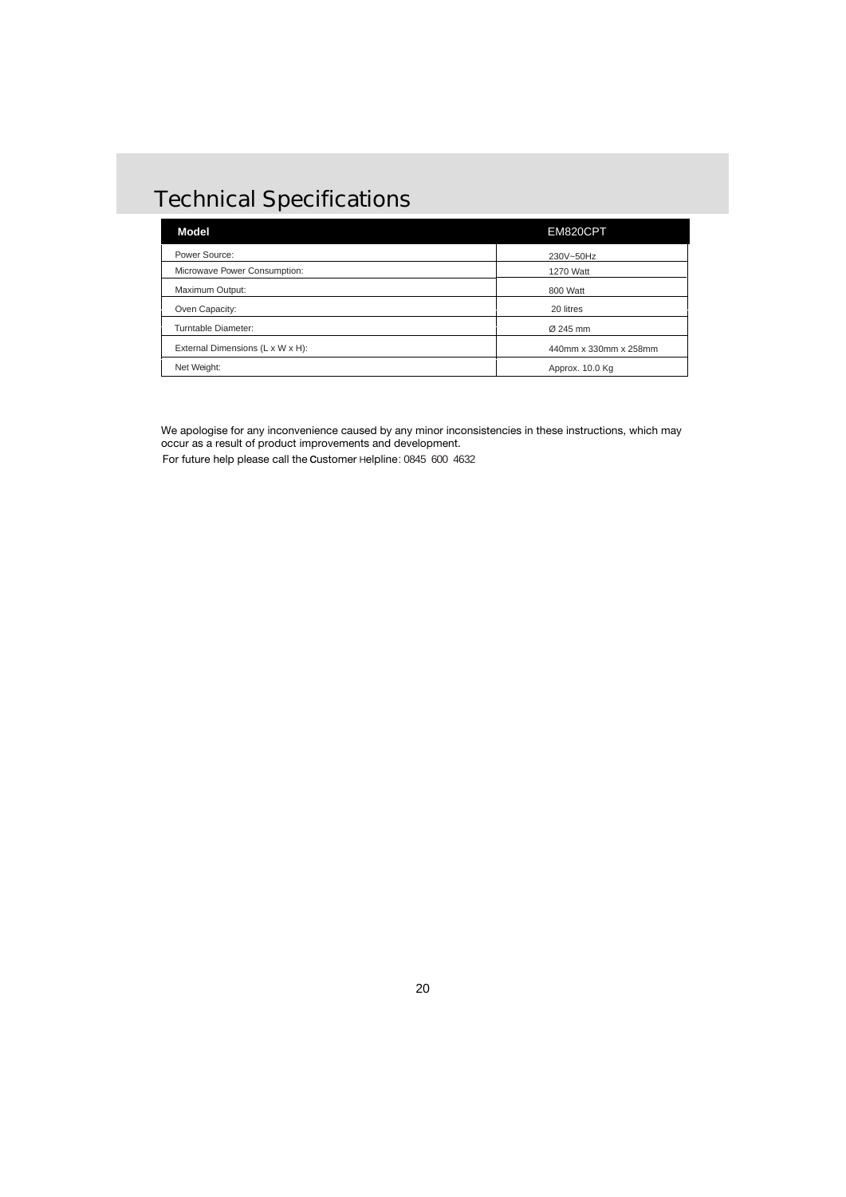# Technical Specifications

| Model | EM820CPT |
| --- | --- |
| Power Source: | 230V~50Hz |
| Microwave Power Consumption: | 1270 Watt |
| Maximum Output: | 800 Watt |
| Oven Capacity: | 20 litres |
| Turntable Diameter: | Ø 245 mm |
| External Dimensions (L x W x H): | 440mm x 330mm x 258mm |
| Net Weight: | Approx. 10.0 Kg |

We apologise for any inconvenience caused by any minor inconsistencies in these instructions, which may occur as a result of product improvements and development.

For future help please call the Customer Helpline: 0845 600 4632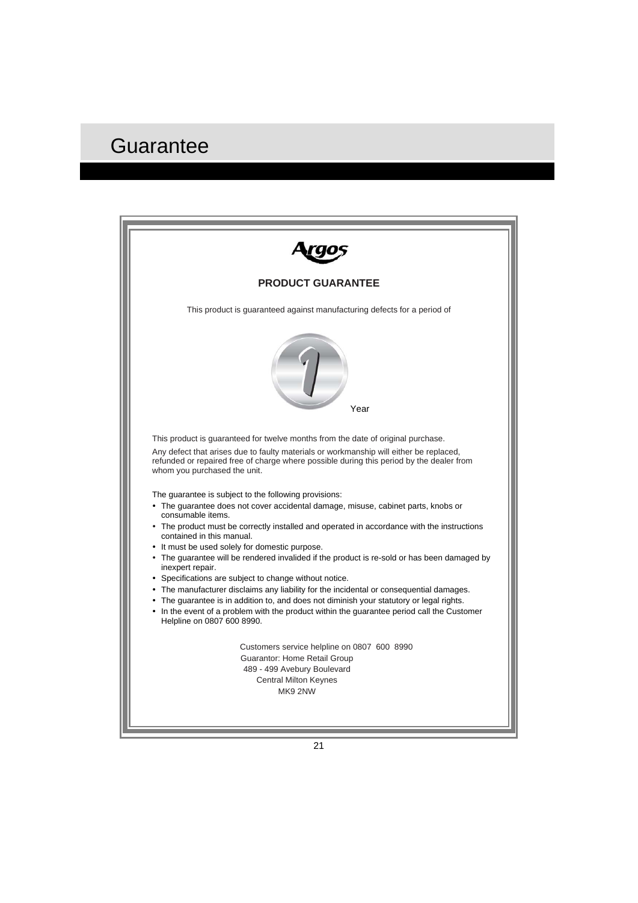# Guarantee

Argos

## PRODUCT GUARANTEE

This product is guaranteed against manufacturing defects for a period of

1 Year

This product is guaranteed for twelve months from the date of original purchase.

Any defect that arises due to faulty materials or workmanship will either be replaced, refunded or repaired free of charge where possible during this period by the dealer from whom you purchased the unit.

The guarantee is subject to the following provisions:

- The guarantee does not cover accidental damage, misuse, cabinet parts, knobs or consumable items.
- The product must be correctly installed and operated in accordance with the instructions contained in this manual.
- It must be used solely for domestic purpose.
- The guarantee will be rendered invalided if the product is re-sold or has been damaged by inexpert repair.
- Specifications are subject to change without notice.
- The manufacturer disclaims any liability for the incidental or consequential damages.
- The guarantee is in addition to, and does not diminish your statutory or legal rights.
- In the event of a problem with the product within the guarantee period call the Customer Helpline on 0807 600 8990.

Customers service helpline on 0807 600 8990
Guarantor: Home Retail Group
489 - 499 Avebury Boulevard
Central Milton Keynes
MK9 2NW